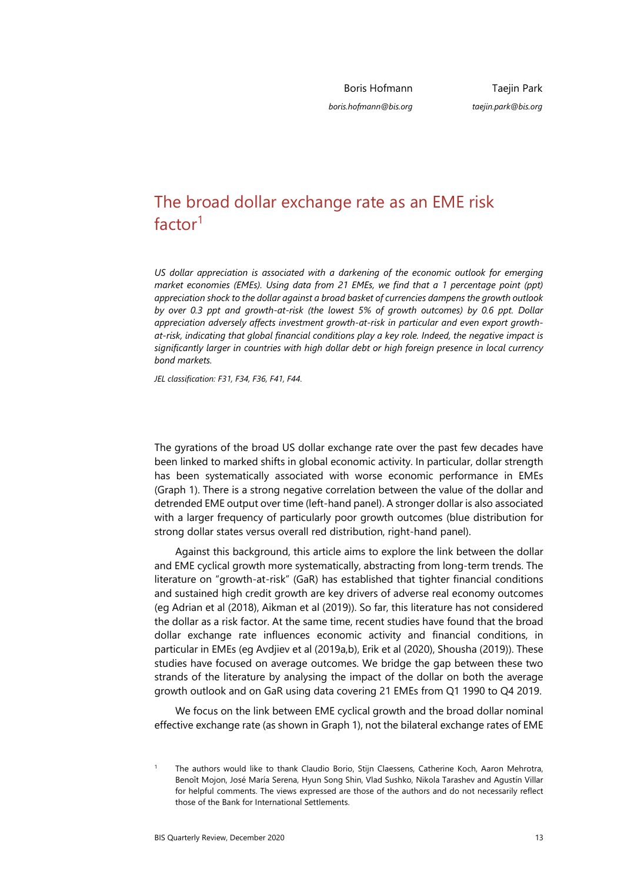Boris Hofmann
*boris.hofmann@bis.org*

Taejin Park
*taejin.park@bis.org*

# The broad dollar exchange rate as an EME risk factor[1]

*US dollar appreciation is associated with a darkening of the economic outlook for emerging market economies (EMEs). Using data from 21 EMEs, we find that a 1 percentage point (ppt) appreciation shock to the dollar against a broad basket of currencies dampens the growth outlook by over 0.3 ppt and growth-at-risk (the lowest 5% of growth outcomes) by 0.6 ppt. Dollar appreciation adversely affects investment growth-at-risk in particular and even export growth-at-risk, indicating that global financial conditions play a key role. Indeed, the negative impact is significantly larger in countries with high dollar debt or high foreign presence in local currency bond markets.*

*JEL classification: F31, F34, F36, F41, F44.*

The gyrations of the broad US dollar exchange rate over the past few decades have been linked to marked shifts in global economic activity. In particular, dollar strength has been systematically associated with worse economic performance in EMEs (Graph 1). There is a strong negative correlation between the value of the dollar and detrended EME output over time (left-hand panel). A stronger dollar is also associated with a larger frequency of particularly poor growth outcomes (blue distribution for strong dollar states versus overall red distribution, right-hand panel).

Against this background, this article aims to explore the link between the dollar and EME cyclical growth more systematically, abstracting from long-term trends. The literature on "growth-at-risk" (GaR) has established that tighter financial conditions and sustained high credit growth are key drivers of adverse real economy outcomes (eg Adrian et al (2018), Aikman et al (2019)). So far, this literature has not considered the dollar as a risk factor. At the same time, recent studies have found that the broad dollar exchange rate influences economic activity and financial conditions, in particular in EMEs (eg Avdjiev et al (2019a,b), Erik et al (2020), Shousha (2019)). These studies have focused on average outcomes. We bridge the gap between these two strands of the literature by analysing the impact of the dollar on both the average growth outlook and on GaR using data covering 21 EMEs from Q1 1990 to Q4 2019.

We focus on the link between EME cyclical growth and the broad dollar nominal effective exchange rate (as shown in Graph 1), not the bilateral exchange rates of EME

[1] The authors would like to thank Claudio Borio, Stijn Claessens, Catherine Koch, Aaron Mehrotra, Benoît Mojon, José María Serena, Hyun Song Shin, Vlad Sushko, Nikola Tarashev and Agustín Villar for helpful comments. The views expressed are those of the authors and do not necessarily reflect those of the Bank for International Settlements.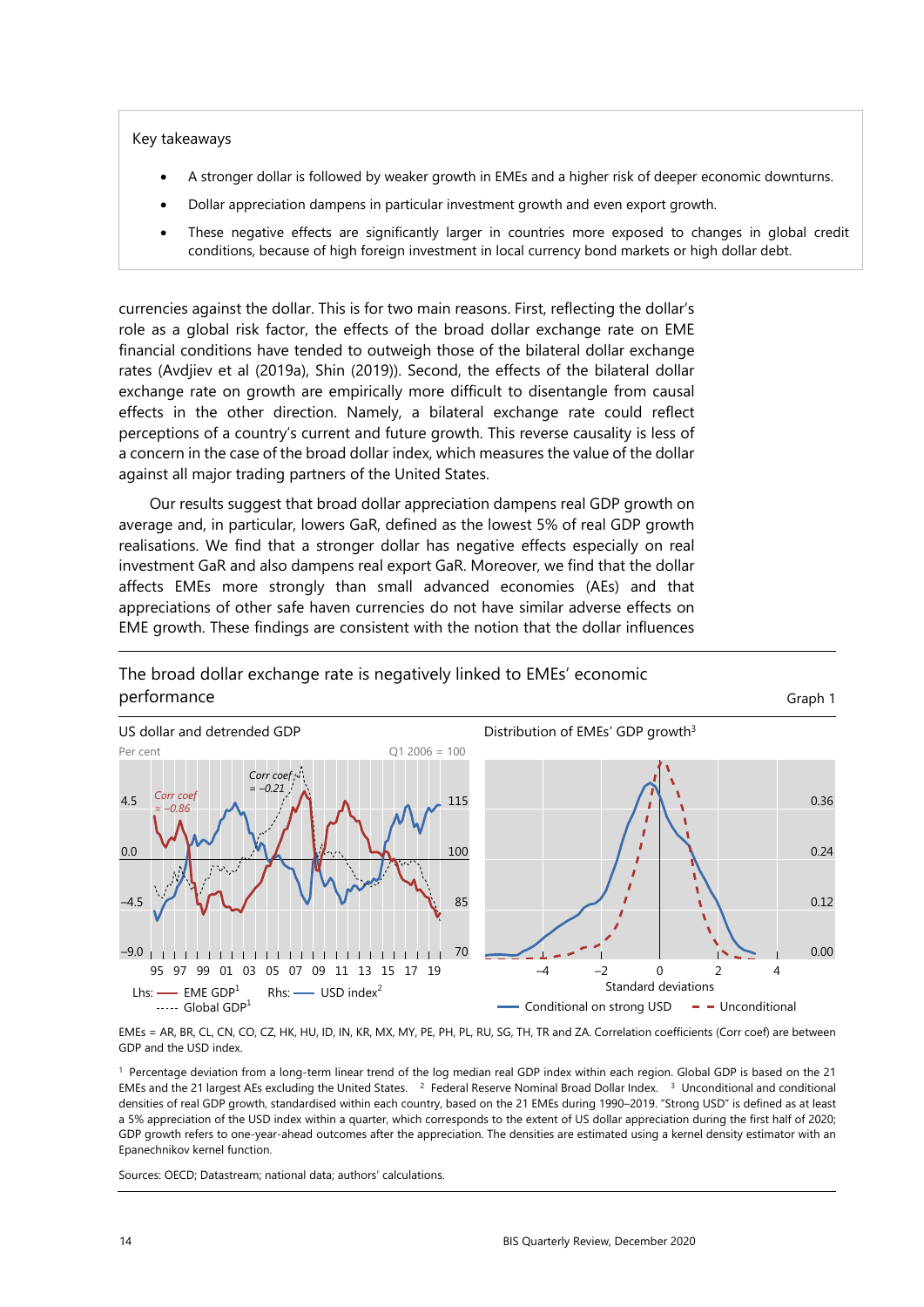> Key takeaways
>
> - A stronger dollar is followed by weaker growth in EMEs and a higher risk of deeper economic downturns.
> - Dollar appreciation dampens in particular investment growth and even export growth.
> - These negative effects are significantly larger in countries more exposed to changes in global credit conditions, because of high foreign investment in local currency bond markets or high dollar debt.

currencies against the dollar. This is for two main reasons. First, reflecting the dollar's role as a global risk factor, the effects of the broad dollar exchange rate on EME financial conditions have tended to outweigh those of the bilateral dollar exchange rates (Avdjiev et al (2019a), Shin (2019)). Second, the effects of the bilateral dollar exchange rate on growth are empirically more difficult to disentangle from causal effects in the other direction. Namely, a bilateral exchange rate could reflect perceptions of a country's current and future growth. This reverse causality is less of a concern in the case of the broad dollar index, which measures the value of the dollar against all major trading partners of the United States.

Our results suggest that broad dollar appreciation dampens real GDP growth on average and, in particular, lowers GaR, defined as the lowest 5% of real GDP growth realisations. We find that a stronger dollar has negative effects especially on real investment GaR and also dampens real export GaR. Moreover, we find that the dollar affects EMEs more strongly than small advanced economies (AEs) and that appreciations of other safe haven currencies do not have similar adverse effects on EME growth. These findings are consistent with the notion that the dollar influences

## The broad dollar exchange rate is negatively linked to EMEs' economic performance

Graph 1

US dollar and detrended GDP

Distribution of EMEs' GDP growth[3]

EMEs = AR, BR, CL, CN, CO, CZ, HK, HU, ID, IN, KR, MX, MY, PE, PH, PL, RU, SG, TH, TR and ZA. Correlation coefficients (Corr coef) are between GDP and the USD index.

[1] Percentage deviation from a long-term linear trend of the log median real GDP index within each region. Global GDP is based on the 21 EMEs and the 21 largest AEs excluding the United States. [2] Federal Reserve Nominal Broad Dollar Index. [3] Unconditional and conditional densities of real GDP growth, standardised within each country, based on the 21 EMEs during 1990–2019. "Strong USD" is defined as at least a 5% appreciation of the USD index within a quarter, which corresponds to the extent of US dollar appreciation during the first half of 2020; GDP growth refers to one-year-ahead outcomes after the appreciation. The densities are estimated using a kernel density estimator with an Epanechnikov kernel function.

Sources: OECD; Datastream; national data; authors' calculations.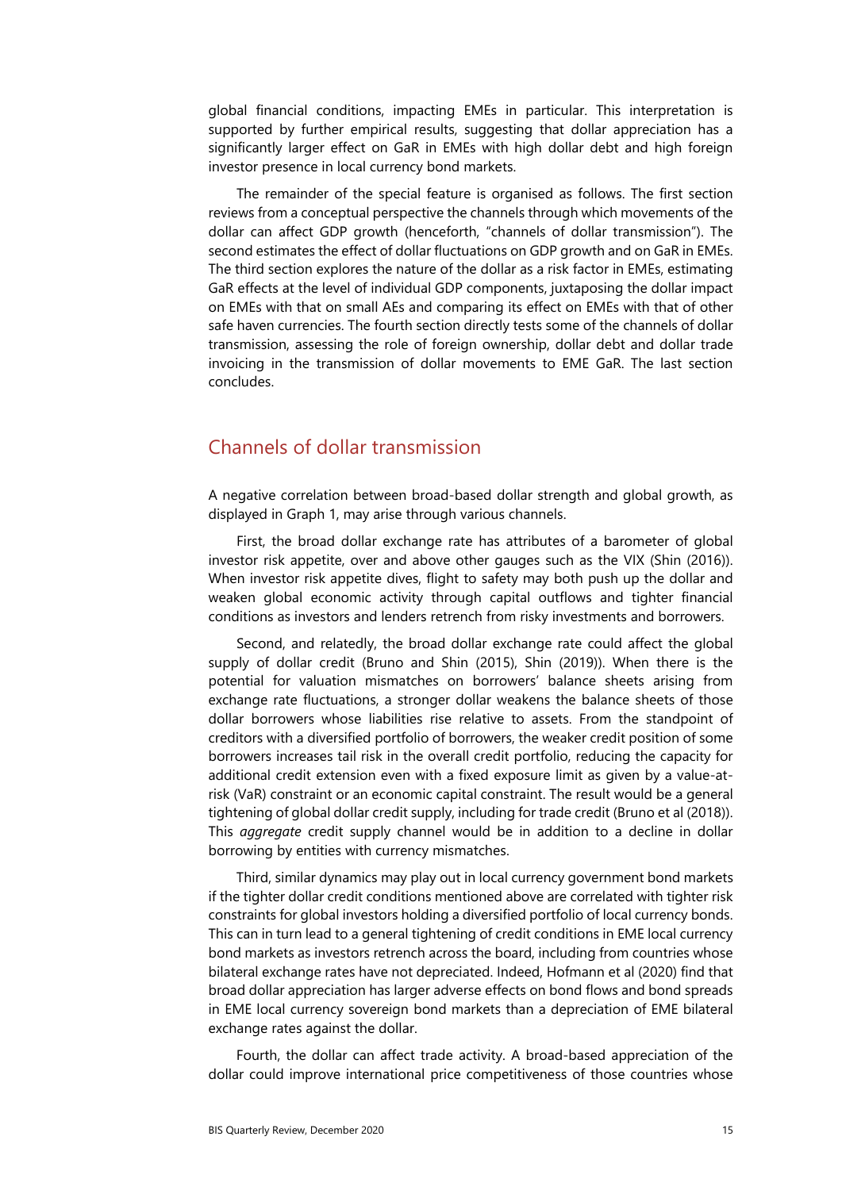global financial conditions, impacting EMEs in particular. This interpretation is supported by further empirical results, suggesting that dollar appreciation has a significantly larger effect on GaR in EMEs with high dollar debt and high foreign investor presence in local currency bond markets.

The remainder of the special feature is organised as follows. The first section reviews from a conceptual perspective the channels through which movements of the dollar can affect GDP growth (henceforth, "channels of dollar transmission"). The second estimates the effect of dollar fluctuations on GDP growth and on GaR in EMEs. The third section explores the nature of the dollar as a risk factor in EMEs, estimating GaR effects at the level of individual GDP components, juxtaposing the dollar impact on EMEs with that on small AEs and comparing its effect on EMEs with that of other safe haven currencies. The fourth section directly tests some of the channels of dollar transmission, assessing the role of foreign ownership, dollar debt and dollar trade invoicing in the transmission of dollar movements to EME GaR. The last section concludes.

## Channels of dollar transmission

A negative correlation between broad-based dollar strength and global growth, as displayed in Graph 1, may arise through various channels.

First, the broad dollar exchange rate has attributes of a barometer of global investor risk appetite, over and above other gauges such as the VIX (Shin (2016)). When investor risk appetite dives, flight to safety may both push up the dollar and weaken global economic activity through capital outflows and tighter financial conditions as investors and lenders retrench from risky investments and borrowers.

Second, and relatedly, the broad dollar exchange rate could affect the global supply of dollar credit (Bruno and Shin (2015), Shin (2019)). When there is the potential for valuation mismatches on borrowers' balance sheets arising from exchange rate fluctuations, a stronger dollar weakens the balance sheets of those dollar borrowers whose liabilities rise relative to assets. From the standpoint of creditors with a diversified portfolio of borrowers, the weaker credit position of some borrowers increases tail risk in the overall credit portfolio, reducing the capacity for additional credit extension even with a fixed exposure limit as given by a value-at-risk (VaR) constraint or an economic capital constraint. The result would be a general tightening of global dollar credit supply, including for trade credit (Bruno et al (2018)). This *aggregate* credit supply channel would be in addition to a decline in dollar borrowing by entities with currency mismatches.

Third, similar dynamics may play out in local currency government bond markets if the tighter dollar credit conditions mentioned above are correlated with tighter risk constraints for global investors holding a diversified portfolio of local currency bonds. This can in turn lead to a general tightening of credit conditions in EME local currency bond markets as investors retrench across the board, including from countries whose bilateral exchange rates have not depreciated. Indeed, Hofmann et al (2020) find that broad dollar appreciation has larger adverse effects on bond flows and bond spreads in EME local currency sovereign bond markets than a depreciation of EME bilateral exchange rates against the dollar.

Fourth, the dollar can affect trade activity. A broad-based appreciation of the dollar could improve international price competitiveness of those countries whose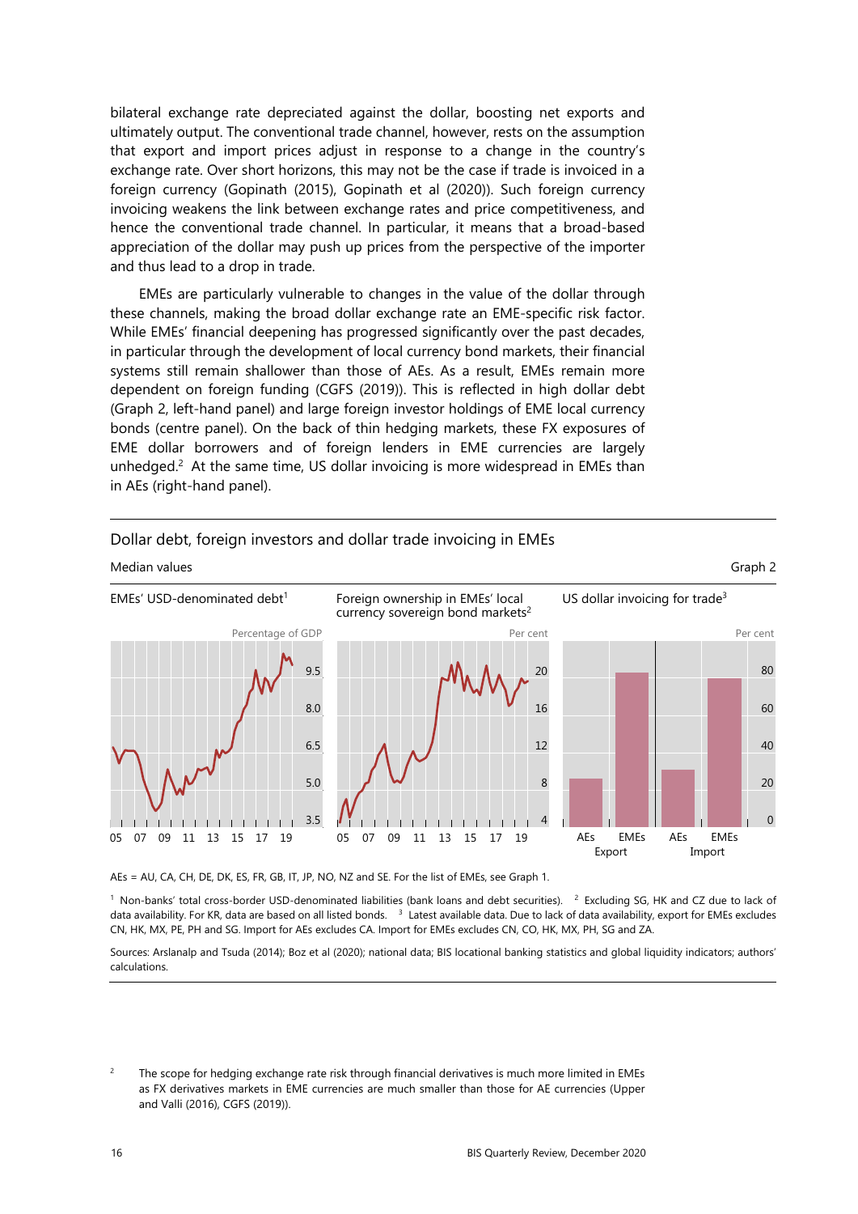bilateral exchange rate depreciated against the dollar, boosting net exports and ultimately output. The conventional trade channel, however, rests on the assumption that export and import prices adjust in response to a change in the country's exchange rate. Over short horizons, this may not be the case if trade is invoiced in a foreign currency (Gopinath (2015), Gopinath et al (2020)). Such foreign currency invoicing weakens the link between exchange rates and price competitiveness, and hence the conventional trade channel. In particular, it means that a broad-based appreciation of the dollar may push up prices from the perspective of the importer and thus lead to a drop in trade.

EMEs are particularly vulnerable to changes in the value of the dollar through these channels, making the broad dollar exchange rate an EME-specific risk factor. While EMEs' financial deepening has progressed significantly over the past decades, in particular through the development of local currency bond markets, their financial systems still remain shallower than those of AEs. As a result, EMEs remain more dependent on foreign funding (CGFS (2019)). This is reflected in high dollar debt (Graph 2, left-hand panel) and large foreign investor holdings of EME local currency bonds (centre panel). On the back of thin hedging markets, these FX exposures of EME dollar borrowers and of foreign lenders in EME currencies are largely unhedged.[2] At the same time, US dollar invoicing is more widespread in EMEs than in AEs (right-hand panel).

Dollar debt, foreign investors and dollar trade invoicing in EMEs

Median values

Graph 2

EMEs' USD-denominated debt[1] — Percentage of GDP

Foreign ownership in EMEs' local currency sovereign bond markets[2] — Per cent

US dollar invoicing for trade[3] — Per cent

AEs = AU, CA, CH, DE, DK, ES, FR, GB, IT, JP, NO, NZ and SE. For the list of EMEs, see Graph 1.

[1] Non-banks' total cross-border USD-denominated liabilities (bank loans and debt securities). [2] Excluding SG, HK and CZ due to lack of data availability. For KR, data are based on all listed bonds. [3] Latest available data. Due to lack of data availability, export for EMEs excludes CN, HK, MX, PE, PH and SG. Import for AEs excludes CA. Import for EMEs excludes CN, CO, HK, MX, PH, SG and ZA.

Sources: Arslanalp and Tsuda (2014); Boz et al (2020); national data; BIS locational banking statistics and global liquidity indicators; authors' calculations.

[2] The scope for hedging exchange rate risk through financial derivatives is much more limited in EMEs as FX derivatives markets in EME currencies are much smaller than those for AE currencies (Upper and Valli (2016), CGFS (2019)).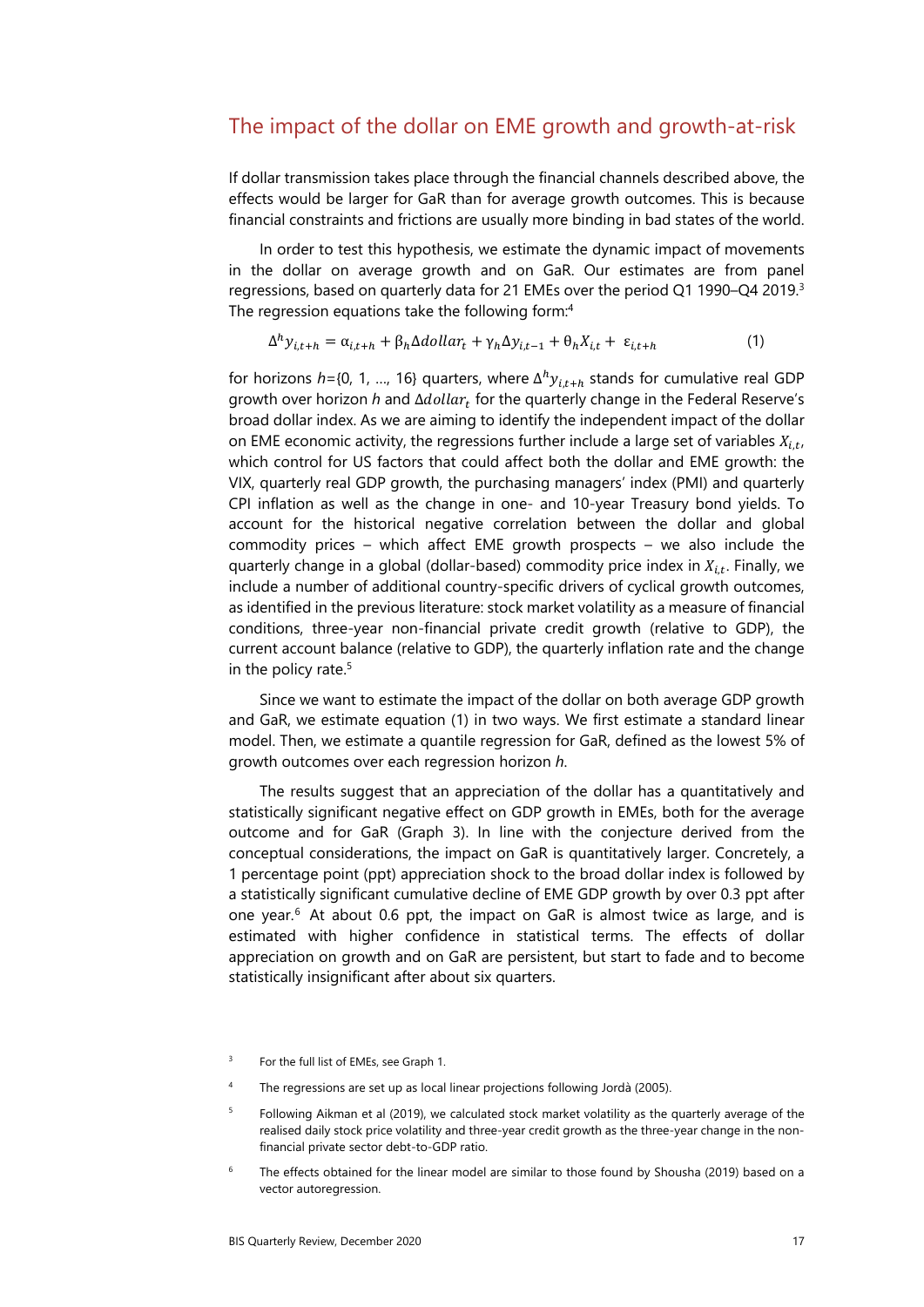## The impact of the dollar on EME growth and growth-at-risk

If dollar transmission takes place through the financial channels described above, the effects would be larger for GaR than for average growth outcomes. This is because financial constraints and frictions are usually more binding in bad states of the world.

In order to test this hypothesis, we estimate the dynamic impact of movements in the dollar on average growth and on GaR. Our estimates are from panel regressions, based on quarterly data for 21 EMEs over the period Q1 1990–Q4 2019.[3] The regression equations take the following form:[4]

$$\Delta^h y_{i,t+h} = \alpha_{i,t+h} + \beta_h \Delta dollar_t + \gamma_h \Delta y_{i,t-1} + \theta_h X_{i,t} + \varepsilon_{i,t+h} \qquad (1)$$

for horizons $h$={0, 1, …, 16} quarters, where $\Delta^h y_{i,t+h}$ stands for cumulative real GDP growth over horizon $h$ and $\Delta dollar_t$ for the quarterly change in the Federal Reserve's broad dollar index. As we are aiming to identify the independent impact of the dollar on EME economic activity, the regressions further include a large set of variables $X_{i,t}$, which control for US factors that could affect both the dollar and EME growth: the VIX, quarterly real GDP growth, the purchasing managers' index (PMI) and quarterly CPI inflation as well as the change in one- and 10-year Treasury bond yields. To account for the historical negative correlation between the dollar and global commodity prices – which affect EME growth prospects – we also include the quarterly change in a global (dollar-based) commodity price index in $X_{i,t}$. Finally, we include a number of additional country-specific drivers of cyclical growth outcomes, as identified in the previous literature: stock market volatility as a measure of financial conditions, three-year non-financial private credit growth (relative to GDP), the current account balance (relative to GDP), the quarterly inflation rate and the change in the policy rate.[5]

Since we want to estimate the impact of the dollar on both average GDP growth and GaR, we estimate equation (1) in two ways. We first estimate a standard linear model. Then, we estimate a quantile regression for GaR, defined as the lowest 5% of growth outcomes over each regression horizon $h$.

The results suggest that an appreciation of the dollar has a quantitatively and statistically significant negative effect on GDP growth in EMEs, both for the average outcome and for GaR (Graph 3). In line with the conjecture derived from the conceptual considerations, the impact on GaR is quantitatively larger. Concretely, a 1 percentage point (ppt) appreciation shock to the broad dollar index is followed by a statistically significant cumulative decline of EME GDP growth by over 0.3 ppt after one year.[6] At about 0.6 ppt, the impact on GaR is almost twice as large, and is estimated with higher confidence in statistical terms. The effects of dollar appreciation on growth and on GaR are persistent, but start to fade and to become statistically insignificant after about six quarters.

[3] For the full list of EMEs, see Graph 1.

[4] The regressions are set up as local linear projections following Jordà (2005).

[5] Following Aikman et al (2019), we calculated stock market volatility as the quarterly average of the realised daily stock price volatility and three-year credit growth as the three-year change in the non-financial private sector debt-to-GDP ratio.

[6] The effects obtained for the linear model are similar to those found by Shousha (2019) based on a vector autoregression.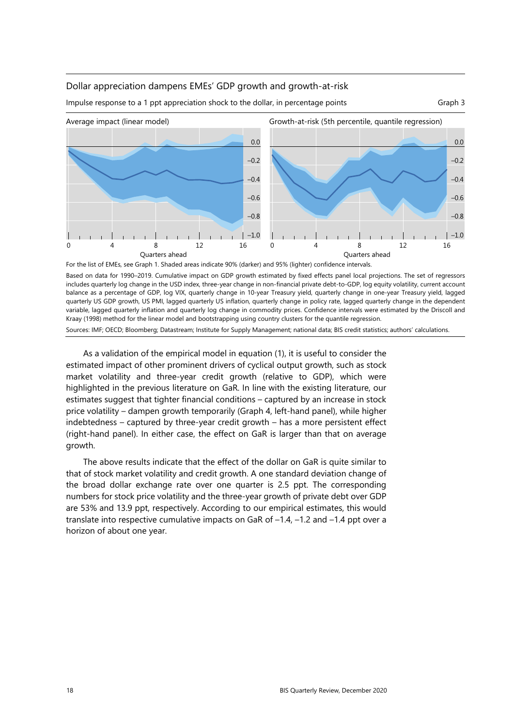Dollar appreciation dampens EMEs' GDP growth and growth-at-risk

Impulse response to a 1 ppt appreciation shock to the dollar, in percentage points

Graph 3

Average impact (linear model)

Growth-at-risk (5th percentile, quantile regression)

For the list of EMEs, see Graph 1. Shaded areas indicate 90% (darker) and 95% (lighter) confidence intervals.

Based on data for 1990–2019. Cumulative impact on GDP growth estimated by fixed effects panel local projections. The set of regressors includes quarterly log change in the USD index, three-year change in non-financial private debt-to-GDP, log equity volatility, current account balance as a percentage of GDP, log VIX, quarterly change in 10-year Treasury yield, quarterly change in one-year Treasury yield, lagged quarterly US GDP growth, US PMI, lagged quarterly US inflation, quarterly change in policy rate, lagged quarterly change in the dependent variable, lagged quarterly inflation and quarterly log change in commodity prices. Confidence intervals were estimated by the Driscoll and Kraay (1998) method for the linear model and bootstrapping using country clusters for the quantile regression.

Sources: IMF; OECD; Bloomberg; Datastream; Institute for Supply Management; national data; BIS credit statistics; authors' calculations.

As a validation of the empirical model in equation (1), it is useful to consider the estimated impact of other prominent drivers of cyclical output growth, such as stock market volatility and three-year credit growth (relative to GDP), which were highlighted in the previous literature on GaR. In line with the existing literature, our estimates suggest that tighter financial conditions – captured by an increase in stock price volatility – dampen growth temporarily (Graph 4, left-hand panel), while higher indebtedness – captured by three-year credit growth – has a more persistent effect (right-hand panel). In either case, the effect on GaR is larger than that on average growth.

The above results indicate that the effect of the dollar on GaR is quite similar to that of stock market volatility and credit growth. A one standard deviation change of the broad dollar exchange rate over one quarter is 2.5 ppt. The corresponding numbers for stock price volatility and the three-year growth of private debt over GDP are 53% and 13.9 ppt, respectively. According to our empirical estimates, this would translate into respective cumulative impacts on GaR of –1.4, –1.2 and –1.4 ppt over a horizon of about one year.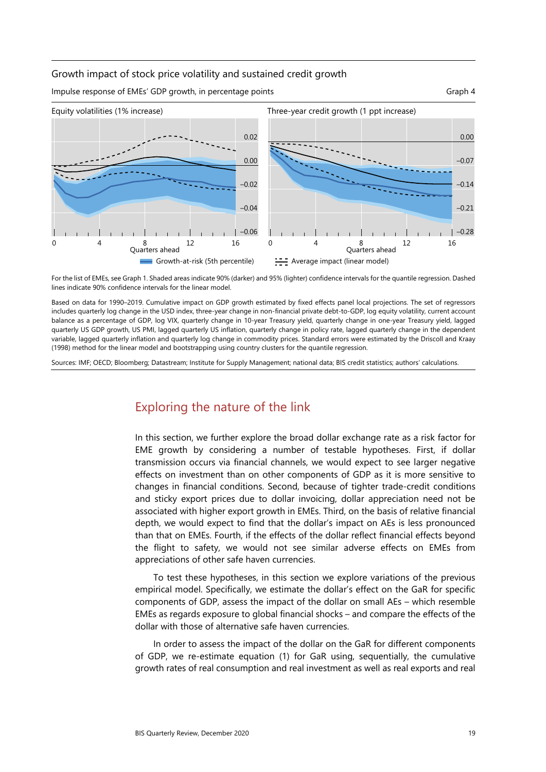Growth impact of stock price volatility and sustained credit growth

Impulse response of EMEs' GDP growth, in percentage points

Graph 4

Equity volatilities (1% increase)

Three-year credit growth (1 ppt increase)

Growth-at-risk (5th percentile)

Average impact (linear model)

For the list of EMEs, see Graph 1. Shaded areas indicate 90% (darker) and 95% (lighter) confidence intervals for the quantile regression. Dashed lines indicate 90% confidence intervals for the linear model.

Based on data for 1990–2019. Cumulative impact on GDP growth estimated by fixed effects panel local projections. The set of regressors includes quarterly log change in the USD index, three-year change in non-financial private debt-to-GDP, log equity volatility, current account balance as a percentage of GDP, log VIX, quarterly change in 10-year Treasury yield, quarterly change in one-year Treasury yield, lagged quarterly US GDP growth, US PMI, lagged quarterly US inflation, quarterly change in policy rate, lagged quarterly change in the dependent variable, lagged quarterly inflation and quarterly log change in commodity prices. Standard errors were estimated by the Driscoll and Kraay (1998) method for the linear model and bootstrapping using country clusters for the quantile regression.

Sources: IMF; OECD; Bloomberg; Datastream; Institute for Supply Management; national data; BIS credit statistics; authors' calculations.

## Exploring the nature of the link

In this section, we further explore the broad dollar exchange rate as a risk factor for EME growth by considering a number of testable hypotheses. First, if dollar transmission occurs via financial channels, we would expect to see larger negative effects on investment than on other components of GDP as it is more sensitive to changes in financial conditions. Second, because of tighter trade-credit conditions and sticky export prices due to dollar invoicing, dollar appreciation need not be associated with higher export growth in EMEs. Third, on the basis of relative financial depth, we would expect to find that the dollar's impact on AEs is less pronounced than that on EMEs. Fourth, if the effects of the dollar reflect financial effects beyond the flight to safety, we would not see similar adverse effects on EMEs from appreciations of other safe haven currencies.

To test these hypotheses, in this section we explore variations of the previous empirical model. Specifically, we estimate the dollar's effect on the GaR for specific components of GDP, assess the impact of the dollar on small AEs – which resemble EMEs as regards exposure to global financial shocks – and compare the effects of the dollar with those of alternative safe haven currencies.

In order to assess the impact of the dollar on the GaR for different components of GDP, we re-estimate equation (1) for GaR using, sequentially, the cumulative growth rates of real consumption and real investment as well as real exports and real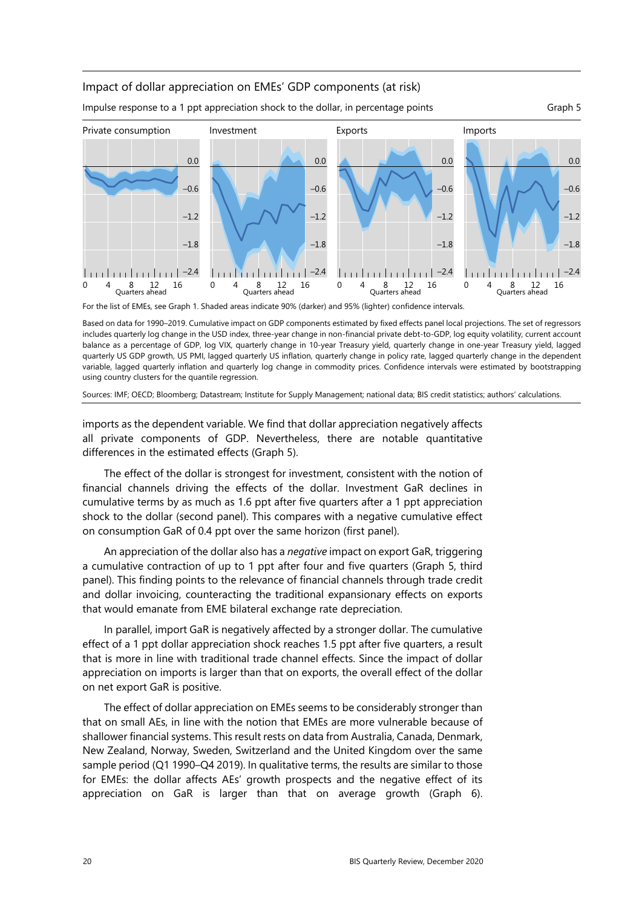Impact of dollar appreciation on EMEs' GDP components (at risk)

Impulse response to a 1 ppt appreciation shock to the dollar, in percentage points

Graph 5

For the list of EMEs, see Graph 1. Shaded areas indicate 90% (darker) and 95% (lighter) confidence intervals.

Based on data for 1990–2019. Cumulative impact on GDP components estimated by fixed effects panel local projections. The set of regressors includes quarterly log change in the USD index, three-year change in non-financial private debt-to-GDP, log equity volatility, current account balance as a percentage of GDP, log VIX, quarterly change in 10-year Treasury yield, quarterly change in one-year Treasury yield, lagged quarterly US GDP growth, US PMI, lagged quarterly US inflation, quarterly change in policy rate, lagged quarterly change in the dependent variable, lagged quarterly inflation and quarterly log change in commodity prices. Confidence intervals were estimated by bootstrapping using country clusters for the quantile regression.

Sources: IMF; OECD; Bloomberg; Datastream; Institute for Supply Management; national data; BIS credit statistics; authors' calculations.

imports as the dependent variable. We find that dollar appreciation negatively affects all private components of GDP. Nevertheless, there are notable quantitative differences in the estimated effects (Graph 5).

The effect of the dollar is strongest for investment, consistent with the notion of financial channels driving the effects of the dollar. Investment GaR declines in cumulative terms by as much as 1.6 ppt after five quarters after a 1 ppt appreciation shock to the dollar (second panel). This compares with a negative cumulative effect on consumption GaR of 0.4 ppt over the same horizon (first panel).

An appreciation of the dollar also has a *negative* impact on export GaR, triggering a cumulative contraction of up to 1 ppt after four and five quarters (Graph 5, third panel). This finding points to the relevance of financial channels through trade credit and dollar invoicing, counteracting the traditional expansionary effects on exports that would emanate from EME bilateral exchange rate depreciation.

In parallel, import GaR is negatively affected by a stronger dollar. The cumulative effect of a 1 ppt dollar appreciation shock reaches 1.5 ppt after five quarters, a result that is more in line with traditional trade channel effects. Since the impact of dollar appreciation on imports is larger than that on exports, the overall effect of the dollar on net export GaR is positive.

The effect of dollar appreciation on EMEs seems to be considerably stronger than that on small AEs, in line with the notion that EMEs are more vulnerable because of shallower financial systems. This result rests on data from Australia, Canada, Denmark, New Zealand, Norway, Sweden, Switzerland and the United Kingdom over the same sample period (Q1 1990–Q4 2019). In qualitative terms, the results are similar to those for EMEs: the dollar affects AEs' growth prospects and the negative effect of its appreciation on GaR is larger than that on average growth (Graph 6).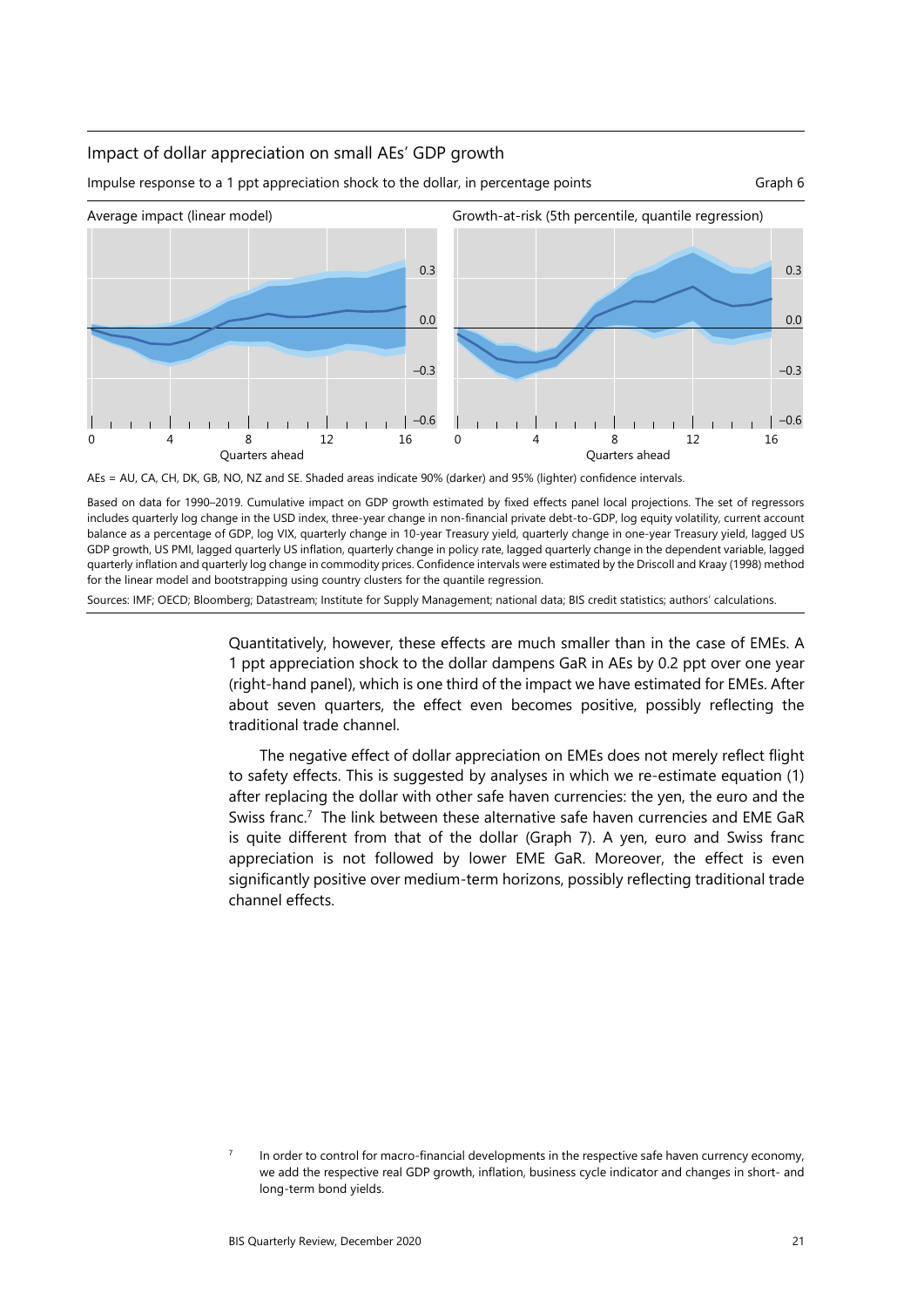Impact of dollar appreciation on small AEs' GDP growth

Impulse response to a 1 ppt appreciation shock to the dollar, in percentage points

Graph 6

Average impact (linear model)

Growth-at-risk (5th percentile, quantile regression)

AEs = AU, CA, CH, DK, GB, NO, NZ and SE. Shaded areas indicate 90% (darker) and 95% (lighter) confidence intervals.

Based on data for 1990–2019. Cumulative impact on GDP growth estimated by fixed effects panel local projections. The set of regressors includes quarterly log change in the USD index, three-year change in non-financial private debt-to-GDP, log equity volatility, current account balance as a percentage of GDP, log VIX, quarterly change in 10-year Treasury yield, quarterly change in one-year Treasury yield, lagged US GDP growth, US PMI, lagged quarterly US inflation, quarterly change in policy rate, lagged quarterly change in the dependent variable, lagged quarterly inflation and quarterly log change in commodity prices. Confidence intervals were estimated by the Driscoll and Kraay (1998) method for the linear model and bootstrapping using country clusters for the quantile regression.

Sources: IMF; OECD; Bloomberg; Datastream; Institute for Supply Management; national data; BIS credit statistics; authors' calculations.

Quantitatively, however, these effects are much smaller than in the case of EMEs. A 1 ppt appreciation shock to the dollar dampens GaR in AEs by 0.2 ppt over one year (right-hand panel), which is one third of the impact we have estimated for EMEs. After about seven quarters, the effect even becomes positive, possibly reflecting the traditional trade channel.

The negative effect of dollar appreciation on EMEs does not merely reflect flight to safety effects. This is suggested by analyses in which we re-estimate equation (1) after replacing the dollar with other safe haven currencies: the yen, the euro and the Swiss franc.[7] The link between these alternative safe haven currencies and EME GaR is quite different from that of the dollar (Graph 7). A yen, euro and Swiss franc appreciation is not followed by lower EME GaR. Moreover, the effect is even significantly positive over medium-term horizons, possibly reflecting traditional trade channel effects.

[7] In order to control for macro-financial developments in the respective safe haven currency economy, we add the respective real GDP growth, inflation, business cycle indicator and changes in short- and long-term bond yields.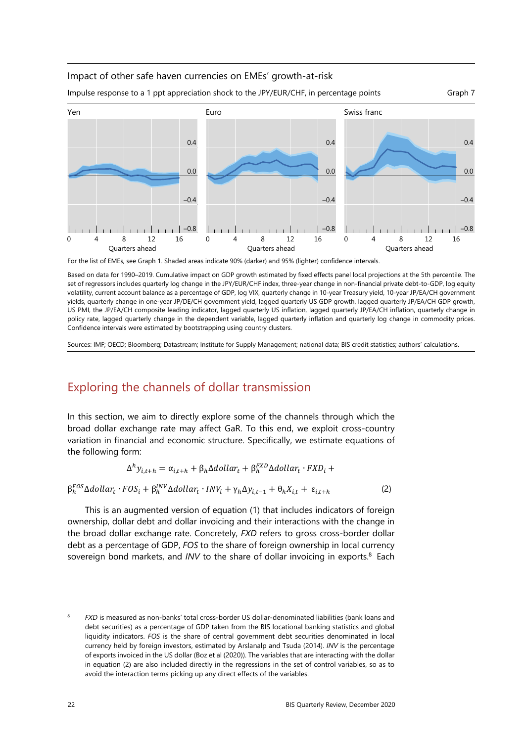Impact of other safe haven currencies on EMEs' growth-at-risk

Impulse response to a 1 ppt appreciation shock to the JPY/EUR/CHF, in percentage points

Graph 7

For the list of EMEs, see Graph 1. Shaded areas indicate 90% (darker) and 95% (lighter) confidence intervals.

Based on data for 1990–2019. Cumulative impact on GDP growth estimated by fixed effects panel local projections at the 5th percentile. The set of regressors includes quarterly log change in the JPY/EUR/CHF index, three-year change in non-financial private debt-to-GDP, log equity volatility, current account balance as a percentage of GDP, log VIX, quarterly change in 10-year Treasury yield, 10-year JP/EA/CH government yields, quarterly change in one-year JP/DE/CH government yield, lagged quarterly US GDP growth, lagged quarterly JP/EA/CH GDP growth, US PMI, the JP/EA/CH composite leading indicator, lagged quarterly US inflation, lagged quarterly JP/EA/CH inflation, quarterly change in policy rate, lagged quarterly change in the dependent variable, lagged quarterly inflation and quarterly log change in commodity prices. Confidence intervals were estimated by bootstrapping using country clusters.

Sources: IMF; OECD; Bloomberg; Datastream; Institute for Supply Management; national data; BIS credit statistics; authors' calculations.

## Exploring the channels of dollar transmission

In this section, we aim to directly explore some of the channels through which the broad dollar exchange rate may affect GaR. To this end, we exploit cross-country variation in financial and economic structure. Specifically, we estimate equations of the following form:

$$\Delta^h y_{i,t+h} = \alpha_{i,t+h} + \beta_h \Delta dollar_t + \beta_h^{FXD} \Delta dollar_t \cdot FXD_i + \beta_h^{FOS} \Delta dollar_t \cdot FOS_i + \beta_h^{INV} \Delta dollar_t \cdot INV_i + \gamma_h \Delta y_{i,t-1} + \theta_h X_{i,t} + \varepsilon_{i,t+h} \quad (2)$$

This is an augmented version of equation (1) that includes indicators of foreign ownership, dollar debt and dollar invoicing and their interactions with the change in the broad dollar exchange rate. Concretely, *FXD* refers to gross cross-border dollar debt as a percentage of GDP, *FOS* to the share of foreign ownership in local currency sovereign bond markets, and *INV* to the share of dollar invoicing in exports.[8] Each

[8] *FXD* is measured as non-banks' total cross-border US dollar-denominated liabilities (bank loans and debt securities) as a percentage of GDP taken from the BIS locational banking statistics and global liquidity indicators. *FOS* is the share of central government debt securities denominated in local currency held by foreign investors, estimated by Arslanalp and Tsuda (2014). *INV* is the percentage of exports invoiced in the US dollar (Boz et al (2020)). The variables that are interacting with the dollar in equation (2) are also included directly in the regressions in the set of control variables, so as to avoid the interaction terms picking up any direct effects of the variables.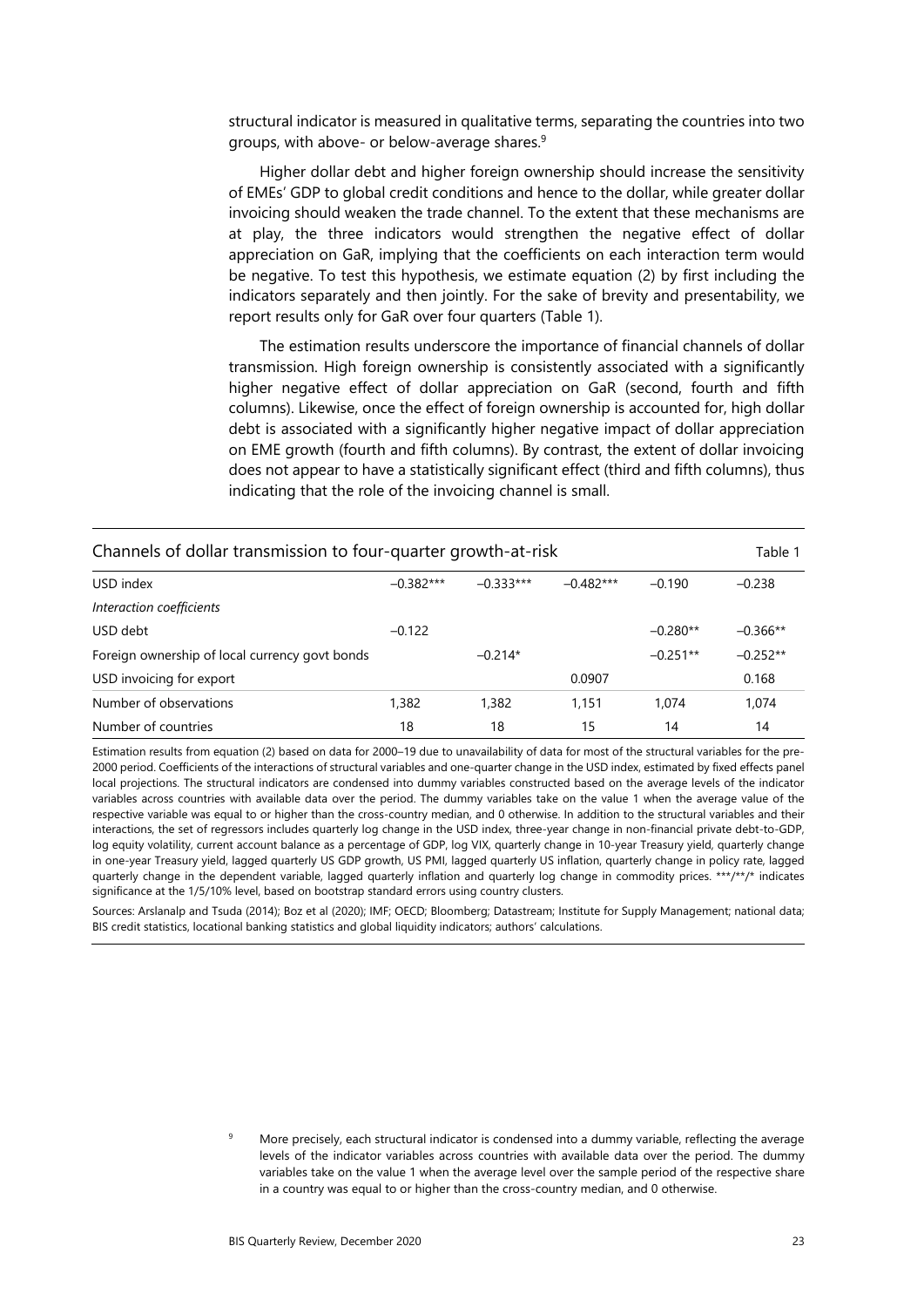structural indicator is measured in qualitative terms, separating the countries into two groups, with above- or below-average shares.[9]

Higher dollar debt and higher foreign ownership should increase the sensitivity of EMEs' GDP to global credit conditions and hence to the dollar, while greater dollar invoicing should weaken the trade channel. To the extent that these mechanisms are at play, the three indicators would strengthen the negative effect of dollar appreciation on GaR, implying that the coefficients on each interaction term would be negative. To test this hypothesis, we estimate equation (2) by first including the indicators separately and then jointly. For the sake of brevity and presentability, we report results only for GaR over four quarters (Table 1).

The estimation results underscore the importance of financial channels of dollar transmission. High foreign ownership is consistently associated with a significantly higher negative effect of dollar appreciation on GaR (second, fourth and fifth columns). Likewise, once the effect of foreign ownership is accounted for, high dollar debt is associated with a significantly higher negative impact of dollar appreciation on EME growth (fourth and fifth columns). By contrast, the extent of dollar invoicing does not appear to have a statistically significant effect (third and fifth columns), thus indicating that the role of the invoicing channel is small.

Channels of dollar transmission to four-quarter growth-at-risk — Table 1

| | | | | | |
|---|---|---|---|---|---|
| USD index | −0.382*** | −0.333*** | −0.482*** | −0.190 | −0.238 |
| *Interaction coefficients* | | | | | |
| USD debt | −0.122 | | | −0.280** | −0.366** |
| Foreign ownership of local currency govt bonds | | −0.214* | | −0.251** | −0.252** |
| USD invoicing for export | | | 0.0907 | | 0.168 |
| Number of observations | 1,382 | 1,382 | 1,151 | 1,074 | 1,074 |
| Number of countries | 18 | 18 | 15 | 14 | 14 |

Estimation results from equation (2) based on data for 2000–19 due to unavailability of data for most of the structural variables for the pre-2000 period. Coefficients of the interactions of structural variables and one-quarter change in the USD index, estimated by fixed effects panel local projections. The structural indicators are condensed into dummy variables constructed based on the average levels of the indicator variables across countries with available data over the period. The dummy variables take on the value 1 when the average value of the respective variable was equal to or higher than the cross-country median, and 0 otherwise. In addition to the structural variables and their interactions, the set of regressors includes quarterly log change in the USD index, three-year change in non-financial private debt-to-GDP, log equity volatility, current account balance as a percentage of GDP, log VIX, quarterly change in 10-year Treasury yield, quarterly change in one-year Treasury yield, lagged quarterly US GDP growth, US PMI, lagged quarterly US inflation, quarterly change in policy rate, lagged quarterly change in the dependent variable, lagged quarterly inflation and quarterly log change in commodity prices. \*\*\*/\*\*/\* indicates significance at the 1/5/10% level, based on bootstrap standard errors using country clusters.

Sources: Arslanalp and Tsuda (2014); Boz et al (2020); IMF; OECD; Bloomberg; Datastream; Institute for Supply Management; national data; BIS credit statistics, locational banking statistics and global liquidity indicators; authors' calculations.

[9] More precisely, each structural indicator is condensed into a dummy variable, reflecting the average levels of the indicator variables across countries with available data over the period. The dummy variables take on the value 1 when the average level over the sample period of the respective share in a country was equal to or higher than the cross-country median, and 0 otherwise.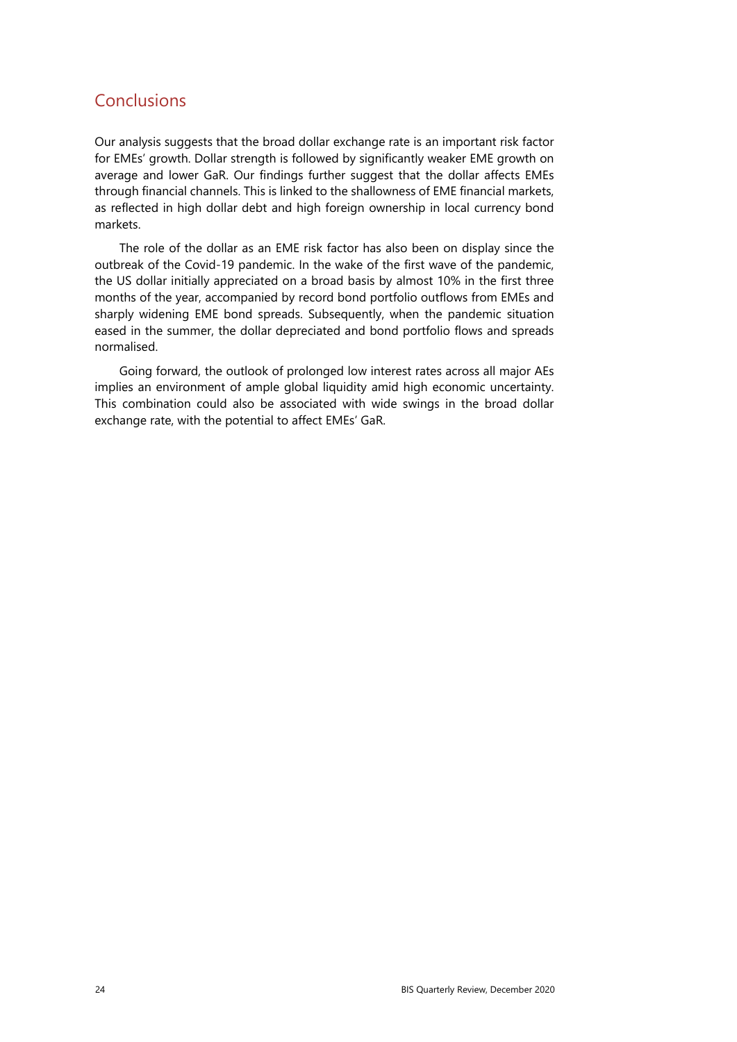## Conclusions

Our analysis suggests that the broad dollar exchange rate is an important risk factor for EMEs' growth. Dollar strength is followed by significantly weaker EME growth on average and lower GaR. Our findings further suggest that the dollar affects EMEs through financial channels. This is linked to the shallowness of EME financial markets, as reflected in high dollar debt and high foreign ownership in local currency bond markets.

The role of the dollar as an EME risk factor has also been on display since the outbreak of the Covid-19 pandemic. In the wake of the first wave of the pandemic, the US dollar initially appreciated on a broad basis by almost 10% in the first three months of the year, accompanied by record bond portfolio outflows from EMEs and sharply widening EME bond spreads. Subsequently, when the pandemic situation eased in the summer, the dollar depreciated and bond portfolio flows and spreads normalised.

Going forward, the outlook of prolonged low interest rates across all major AEs implies an environment of ample global liquidity amid high economic uncertainty. This combination could also be associated with wide swings in the broad dollar exchange rate, with the potential to affect EMEs' GaR.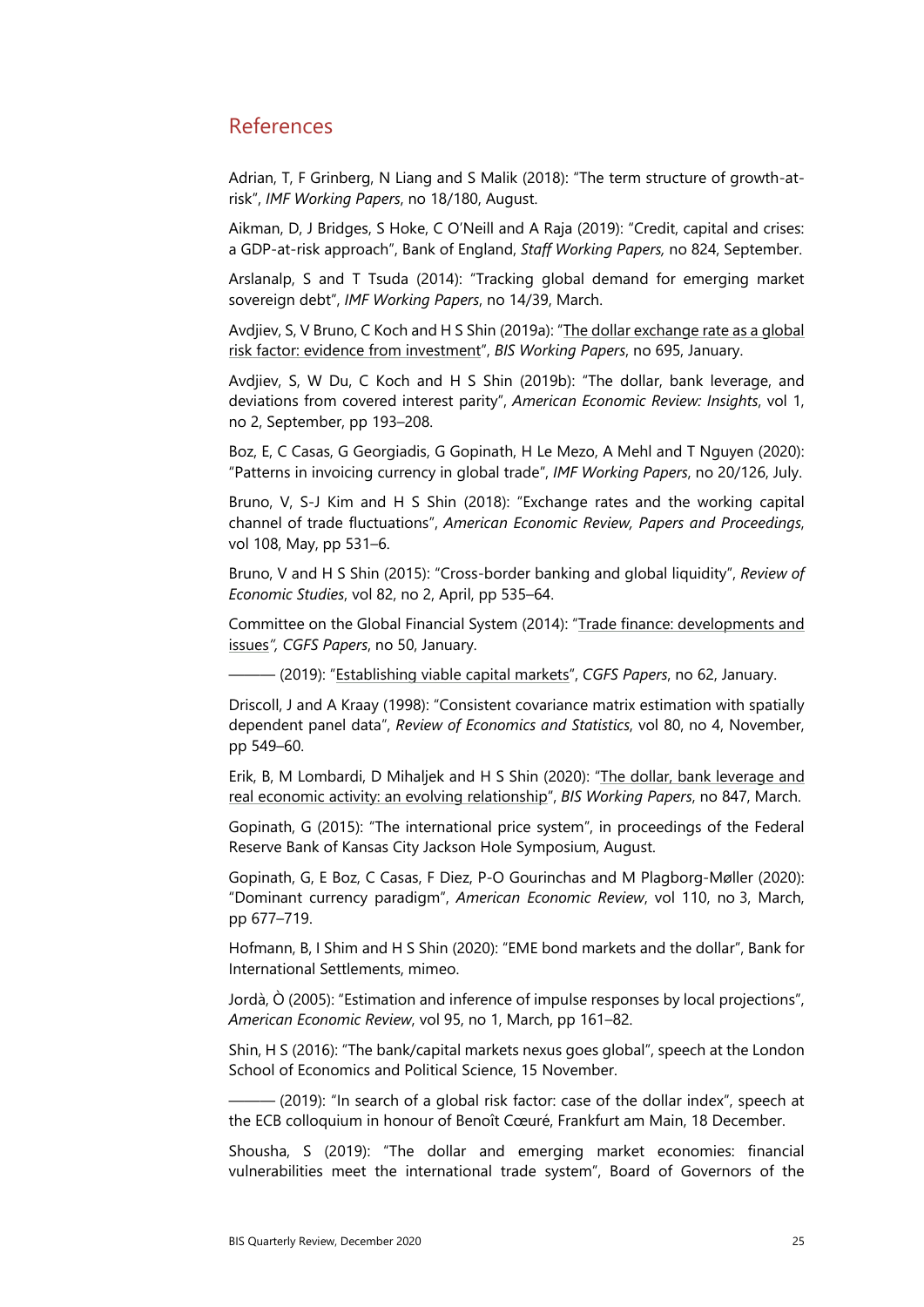## References

Adrian, T, F Grinberg, N Liang and S Malik (2018): "The term structure of growth-at-risk", *IMF Working Papers*, no 18/180, August.

Aikman, D, J Bridges, S Hoke, C O'Neill and A Raja (2019): "Credit, capital and crises: a GDP-at-risk approach", Bank of England, *Staff Working Papers,* no 824, September.

Arslanalp, S and T Tsuda (2014): "Tracking global demand for emerging market sovereign debt", *IMF Working Papers*, no 14/39, March.

Avdjiev, S, V Bruno, C Koch and H S Shin (2019a): "The dollar exchange rate as a global risk factor: evidence from investment", *BIS Working Papers*, no 695, January.

Avdjiev, S, W Du, C Koch and H S Shin (2019b): "The dollar, bank leverage, and deviations from covered interest parity", *American Economic Review: Insights*, vol 1, no 2, September, pp 193–208.

Boz, E, C Casas, G Georgiadis, G Gopinath, H Le Mezo, A Mehl and T Nguyen (2020): "Patterns in invoicing currency in global trade", *IMF Working Papers*, no 20/126, July.

Bruno, V, S-J Kim and H S Shin (2018): "Exchange rates and the working capital channel of trade fluctuations", *American Economic Review, Papers and Proceedings*, vol 108, May, pp 531–6.

Bruno, V and H S Shin (2015): "Cross-border banking and global liquidity", *Review of Economic Studies*, vol 82, no 2, April, pp 535–64.

Committee on the Global Financial System (2014): "Trade finance: developments and issues", *CGFS Papers*, no 50, January.

——— (2019): "Establishing viable capital markets", *CGFS Papers*, no 62, January.

Driscoll, J and A Kraay (1998): "Consistent covariance matrix estimation with spatially dependent panel data", *Review of Economics and Statistics*, vol 80, no 4, November, pp 549–60.

Erik, B, M Lombardi, D Mihaljek and H S Shin (2020): "The dollar, bank leverage and real economic activity: an evolving relationship", *BIS Working Papers*, no 847, March.

Gopinath, G (2015): "The international price system", in proceedings of the Federal Reserve Bank of Kansas City Jackson Hole Symposium, August.

Gopinath, G, E Boz, C Casas, F Diez, P-O Gourinchas and M Plagborg-Møller (2020): "Dominant currency paradigm", *American Economic Review*, vol 110, no 3, March, pp 677–719.

Hofmann, B, I Shim and H S Shin (2020): "EME bond markets and the dollar", Bank for International Settlements, mimeo.

Jordà, Ò (2005): "Estimation and inference of impulse responses by local projections", *American Economic Review*, vol 95, no 1, March, pp 161–82.

Shin, H S (2016): "The bank/capital markets nexus goes global", speech at the London School of Economics and Political Science, 15 November.

——— (2019): "In search of a global risk factor: case of the dollar index", speech at the ECB colloquium in honour of Benoît Cœuré, Frankfurt am Main, 18 December.

Shousha, S (2019): "The dollar and emerging market economies: financial vulnerabilities meet the international trade system", Board of Governors of the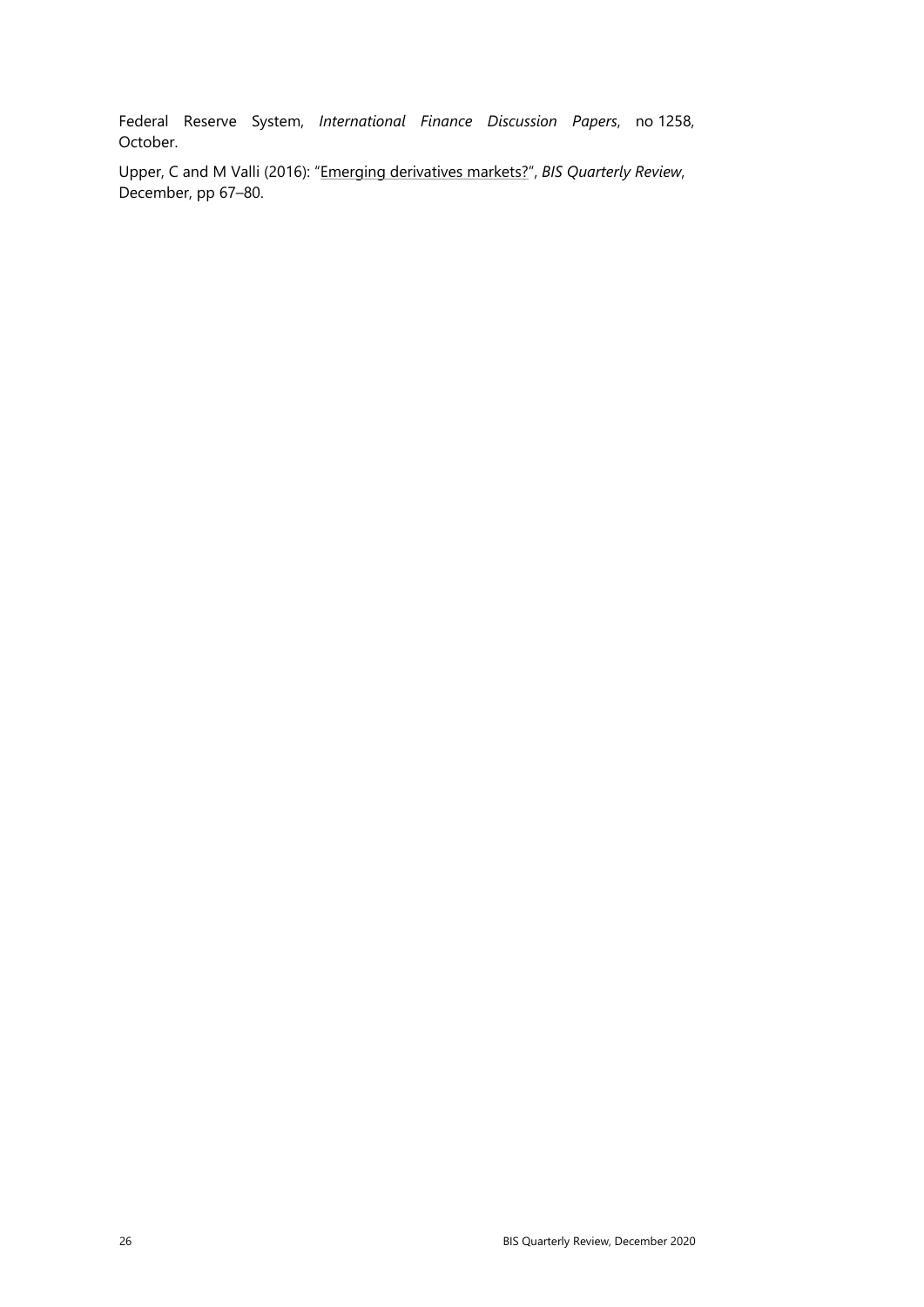Federal Reserve System, *International Finance Discussion Papers*, no 1258, October.

Upper, C and M Valli (2016): "Emerging derivatives markets?", *BIS Quarterly Review*, December, pp 67–80.